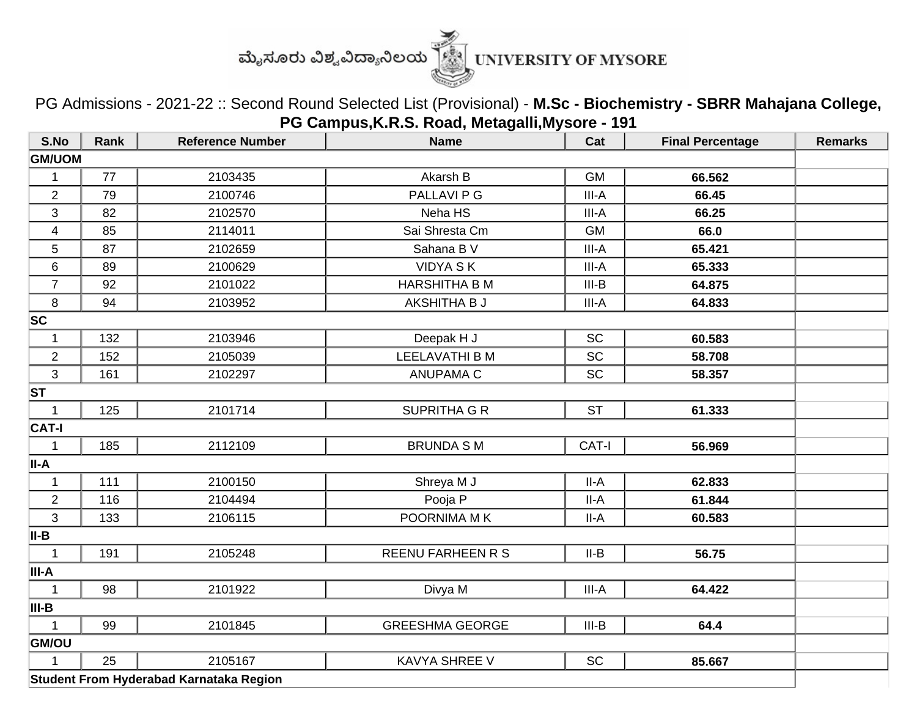ಮೈಸೂರು ವಿಶ್ವವಿದ್ಯಾನಿಲಯ UNIVERSITY OF MYSORE

PG Admissions - 2021-22 :: Second Round Selected List (Provisional) - **M.Sc - Biochemistry - SBRR Mahajana College, PG Campus,K.R.S. Road, Metagalli,Mysore - 191**

| S.No | Rank | Reference Number | Name | Cat | Final Percentage | Remarks |
|---|---|---|---|---|---|---|
| **GM/UOM** | | | | | | |
| 1 | 77 | 2103435 | Akarsh B | GM | **66.562** | |
| 2 | 79 | 2100746 | PALLAVI P G | III-A | **66.45** | |
| 3 | 82 | 2102570 | Neha HS | III-A | **66.25** | |
| 4 | 85 | 2114011 | Sai Shresta Cm | GM | **66.0** | |
| 5 | 87 | 2102659 | Sahana B V | III-A | **65.421** | |
| 6 | 89 | 2100629 | VIDYA S K | III-A | **65.333** | |
| 7 | 92 | 2101022 | HARSHITHA B M | III-B | **64.875** | |
| 8 | 94 | 2103952 | AKSHITHA B J | III-A | **64.833** | |
| **SC** | | | | | | |
| 1 | 132 | 2103946 | Deepak H J | SC | **60.583** | |
| 2 | 152 | 2105039 | LEELAVATHI B M | SC | **58.708** | |
| 3 | 161 | 2102297 | ANUPAMA C | SC | **58.357** | |
| **ST** | | | | | | |
| 1 | 125 | 2101714 | SUPRITHA G R | ST | **61.333** | |
| **CAT-I** | | | | | | |
| 1 | 185 | 2112109 | BRUNDA S M | CAT-I | **56.969** | |
| **II-A** | | | | | | |
| 1 | 111 | 2100150 | Shreya M J | II-A | **62.833** | |
| 2 | 116 | 2104494 | Pooja P | II-A | **61.844** | |
| 3 | 133 | 2106115 | POORNIMA M K | II-A | **60.583** | |
| **II-B** | | | | | | |
| 1 | 191 | 2105248 | REENU FARHEEN R S | II-B | **56.75** | |
| **III-A** | | | | | | |
| 1 | 98 | 2101922 | Divya M | III-A | **64.422** | |
| **III-B** | | | | | | |
| 1 | 99 | 2101845 | GREESHMA GEORGE | III-B | **64.4** | |
| **GM/OU** | | | | | | |
| 1 | 25 | 2105167 | KAVYA SHREE V | SC | **85.667** | |
| **Student From Hyderabad Karnataka Region** | | | | | | |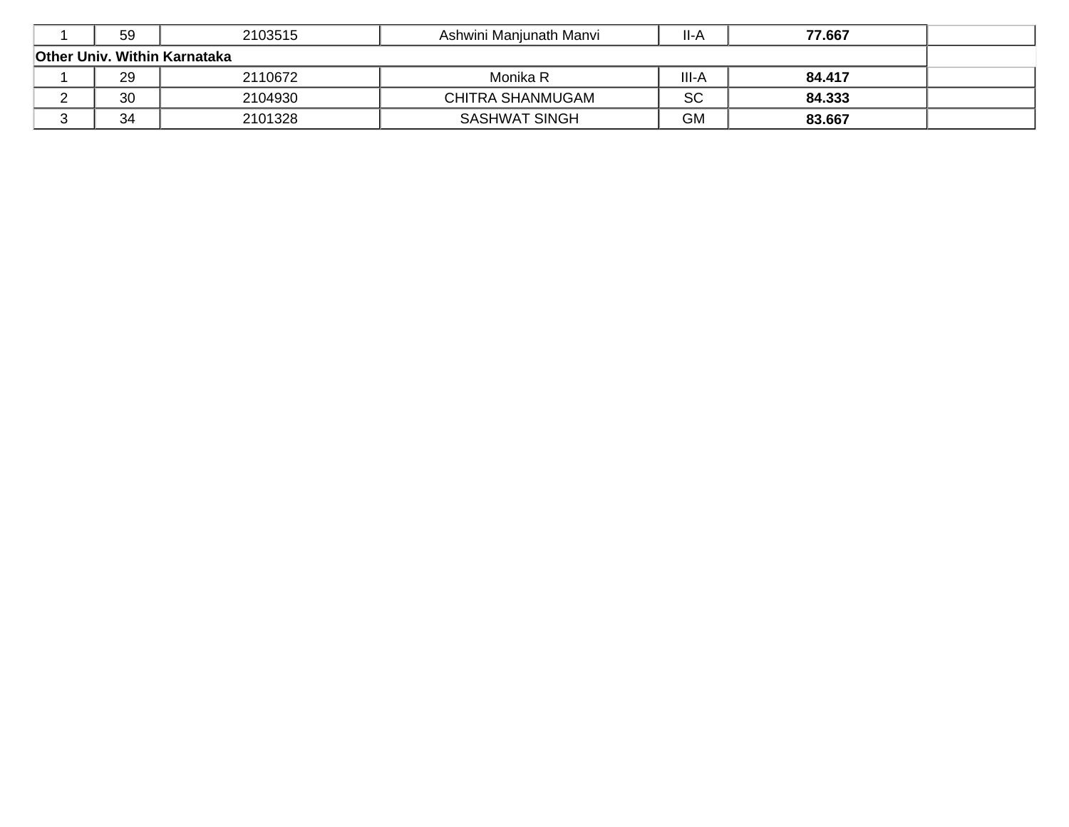| | | | | | | |
|---|---|---|---|---|---|---|
| 1 | 59 | 2103515 | Ashwini Manjunath Manvi | II-A | **77.667** | |
| **Other Univ. Within Karnataka** | | | | | | |
| 1 | 29 | 2110672 | Monika R | III-A | **84.417** | |
| 2 | 30 | 2104930 | CHITRA SHANMUGAM | SC | **84.333** | |
| 3 | 34 | 2101328 | SASHWAT SINGH | GM | **83.667** | |